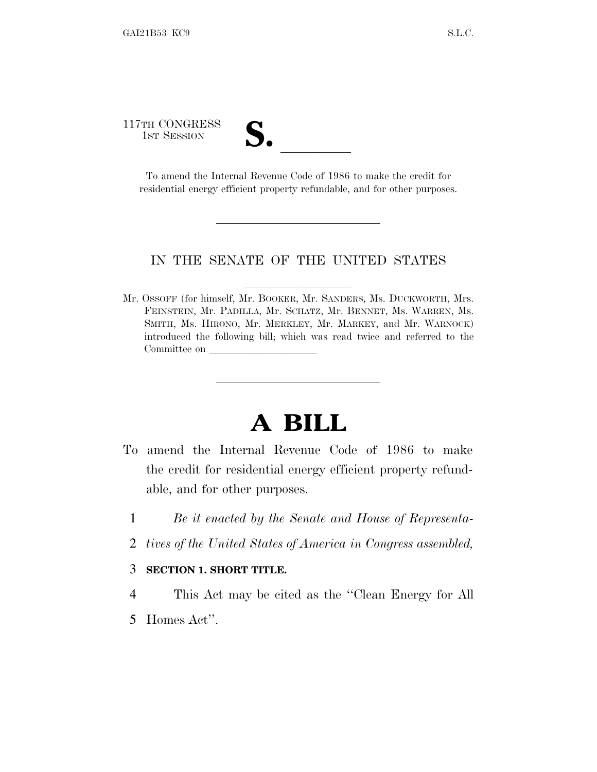117TH CONGRESS
1ST SESSION

# S. ______

To amend the Internal Revenue Code of 1986 to make the credit for residential energy efficient property refundable, and for other purposes.

---

IN THE SENATE OF THE UNITED STATES

Mr. OSSOFF (for himself, Mr. BOOKER, Mr. SANDERS, Ms. DUCKWORTH, Mrs. FEINSTEIN, Mr. PADILLA, Mr. SCHATZ, Mr. BENNET, Ms. WARREN, Ms. SMITH, Ms. HIRONO, Mr. MERKLEY, Mr. MARKEY, and Mr. WARNOCK) introduced the following bill; which was read twice and referred to the Committee on ______________

---

# A BILL

To amend the Internal Revenue Code of 1986 to make the credit for residential energy efficient property refundable, and for other purposes.

1 *Be it enacted by the Senate and House of Representa-*
2 *tives of the United States of America in Congress assembled,*

3 **SECTION 1. SHORT TITLE.**

4 This Act may be cited as the ''Clean Energy for All
5 Homes Act''.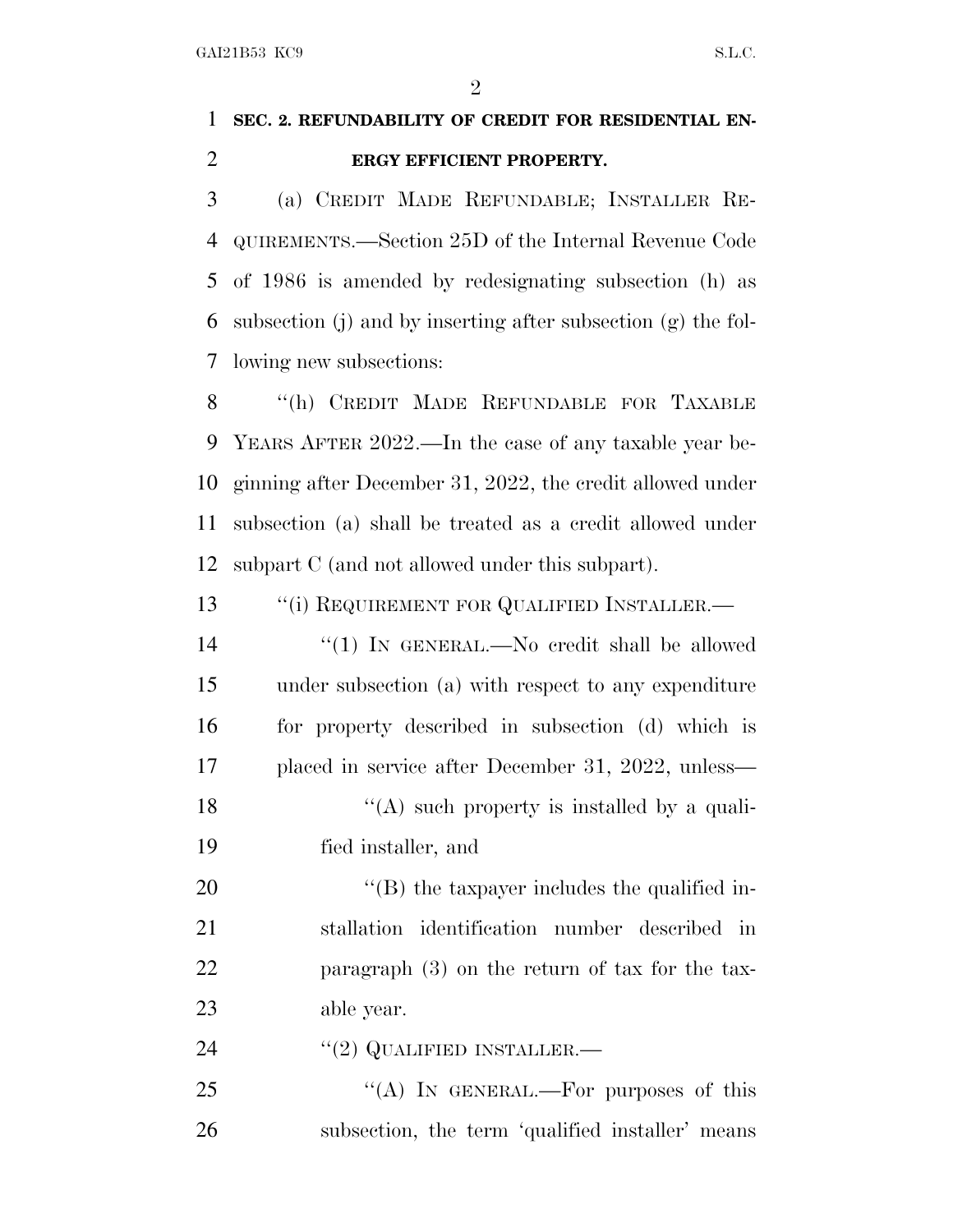## SEC. 2. REFUNDABILITY OF CREDIT FOR RESIDENTIAL ENERGY EFFICIENT PROPERTY.

(a) CREDIT MADE REFUNDABLE; INSTALLER REQUIREMENTS.—Section 25D of the Internal Revenue Code of 1986 is amended by redesignating subsection (h) as subsection (j) and by inserting after subsection (g) the following new subsections:

"(h) CREDIT MADE REFUNDABLE FOR TAXABLE YEARS AFTER 2022.—In the case of any taxable year beginning after December 31, 2022, the credit allowed under subsection (a) shall be treated as a credit allowed under subpart C (and not allowed under this subpart).

"(i) REQUIREMENT FOR QUALIFIED INSTALLER.—

"(1) IN GENERAL.—No credit shall be allowed under subsection (a) with respect to any expenditure for property described in subsection (d) which is placed in service after December 31, 2022, unless—

"(A) such property is installed by a qualified installer, and

"(B) the taxpayer includes the qualified installation identification number described in paragraph (3) on the return of tax for the taxable year.

"(2) QUALIFIED INSTALLER.—

"(A) IN GENERAL.—For purposes of this subsection, the term 'qualified installer' means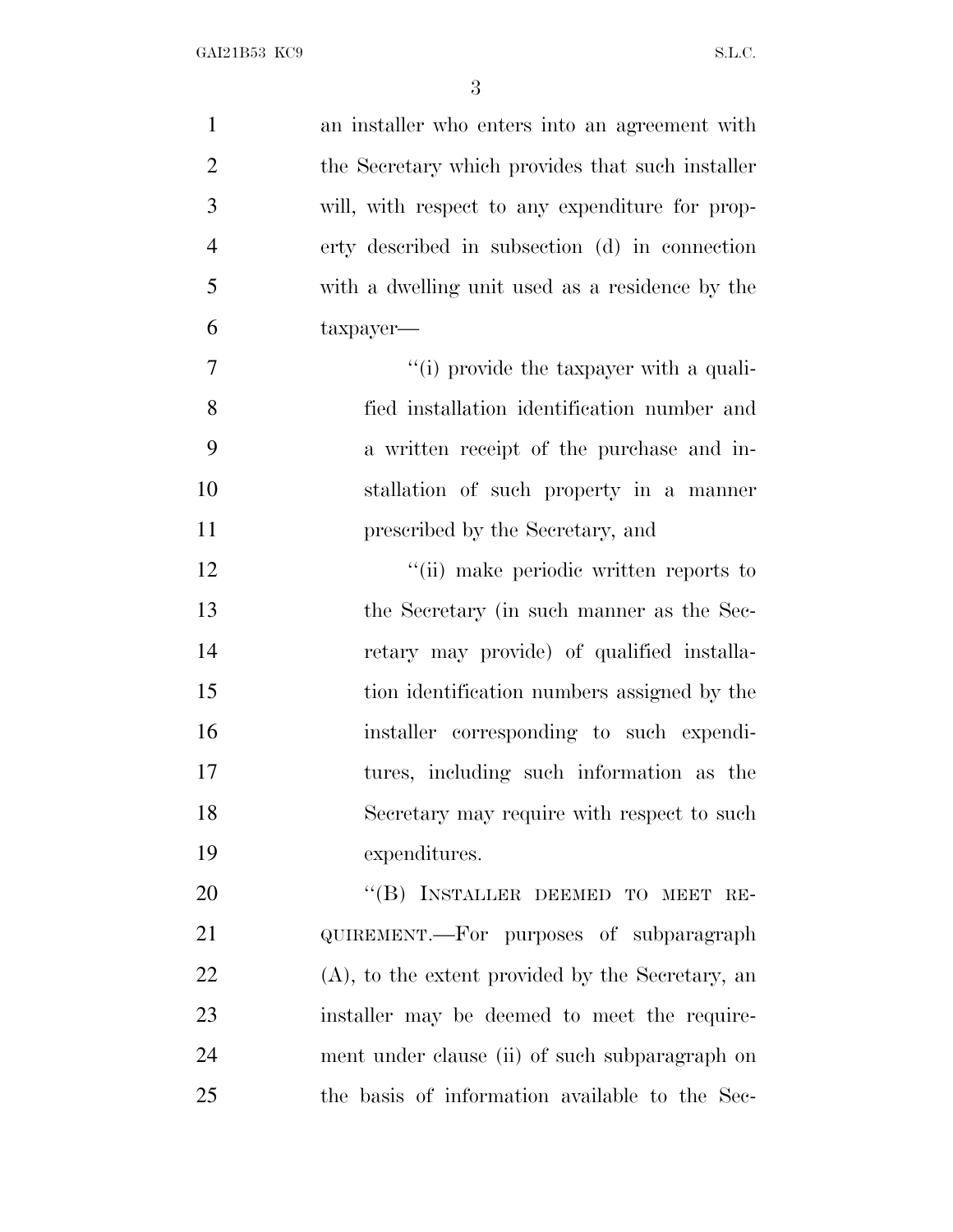an installer who enters into an agreement with the Secretary which provides that such installer will, with respect to any expenditure for property described in subsection (d) in connection with a dwelling unit used as a residence by the taxpayer—

''(i) provide the taxpayer with a qualified installation identification number and a written receipt of the purchase and installation of such property in a manner prescribed by the Secretary, and

''(ii) make periodic written reports to the Secretary (in such manner as the Secretary may provide) of qualified installation identification numbers assigned by the installer corresponding to such expenditures, including such information as the Secretary may require with respect to such expenditures.

''(B) INSTALLER DEEMED TO MEET REQUIREMENT.—For purposes of subparagraph (A), to the extent provided by the Secretary, an installer may be deemed to meet the requirement under clause (ii) of such subparagraph on the basis of information available to the Sec-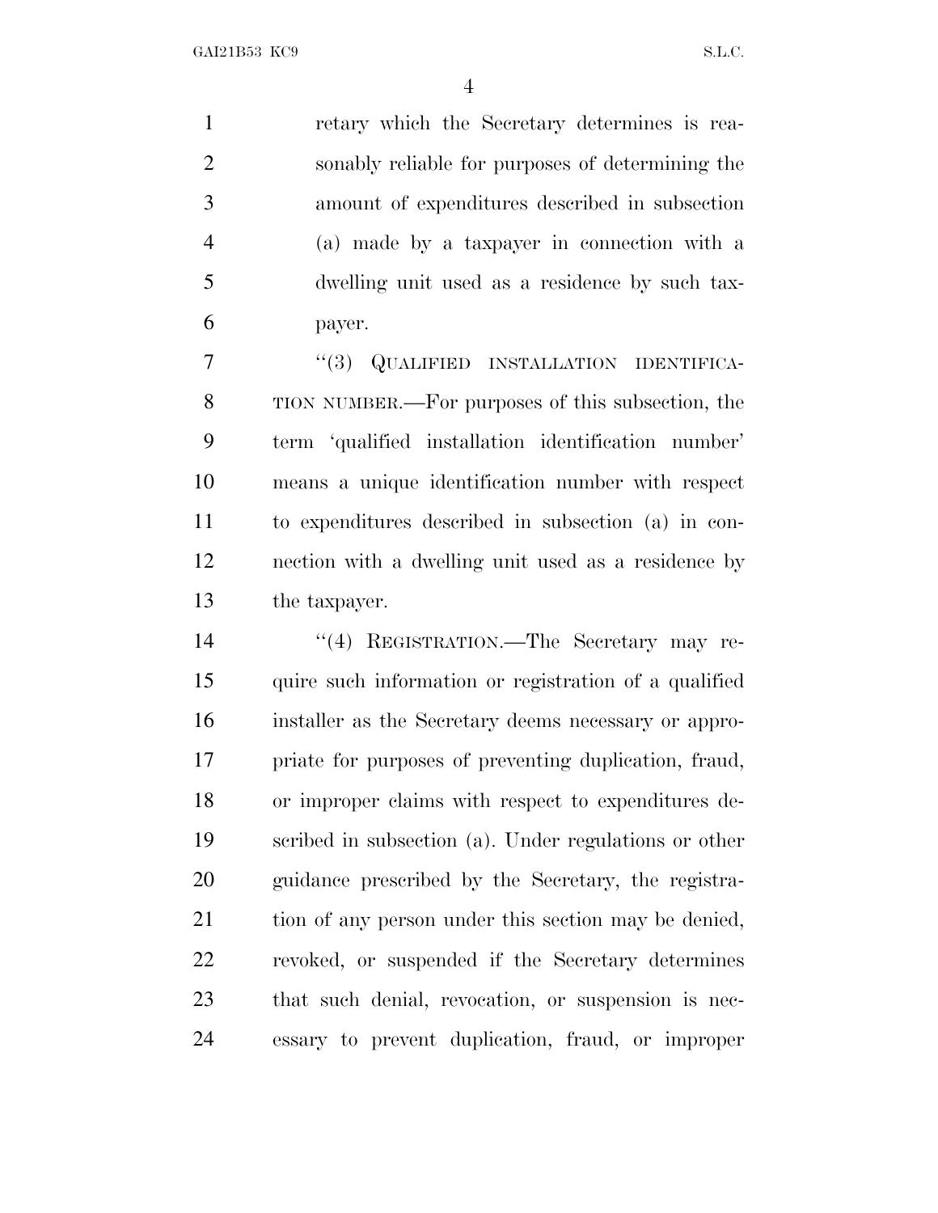retary which the Secretary determines is reasonably reliable for purposes of determining the amount of expenditures described in subsection (a) made by a taxpayer in connection with a dwelling unit used as a residence by such taxpayer.

"(3) QUALIFIED INSTALLATION IDENTIFICATION NUMBER.—For purposes of this subsection, the term 'qualified installation identification number' means a unique identification number with respect to expenditures described in subsection (a) in connection with a dwelling unit used as a residence by the taxpayer.

"(4) REGISTRATION.—The Secretary may require such information or registration of a qualified installer as the Secretary deems necessary or appropriate for purposes of preventing duplication, fraud, or improper claims with respect to expenditures described in subsection (a). Under regulations or other guidance prescribed by the Secretary, the registration of any person under this section may be denied, revoked, or suspended if the Secretary determines that such denial, revocation, or suspension is necessary to prevent duplication, fraud, or improper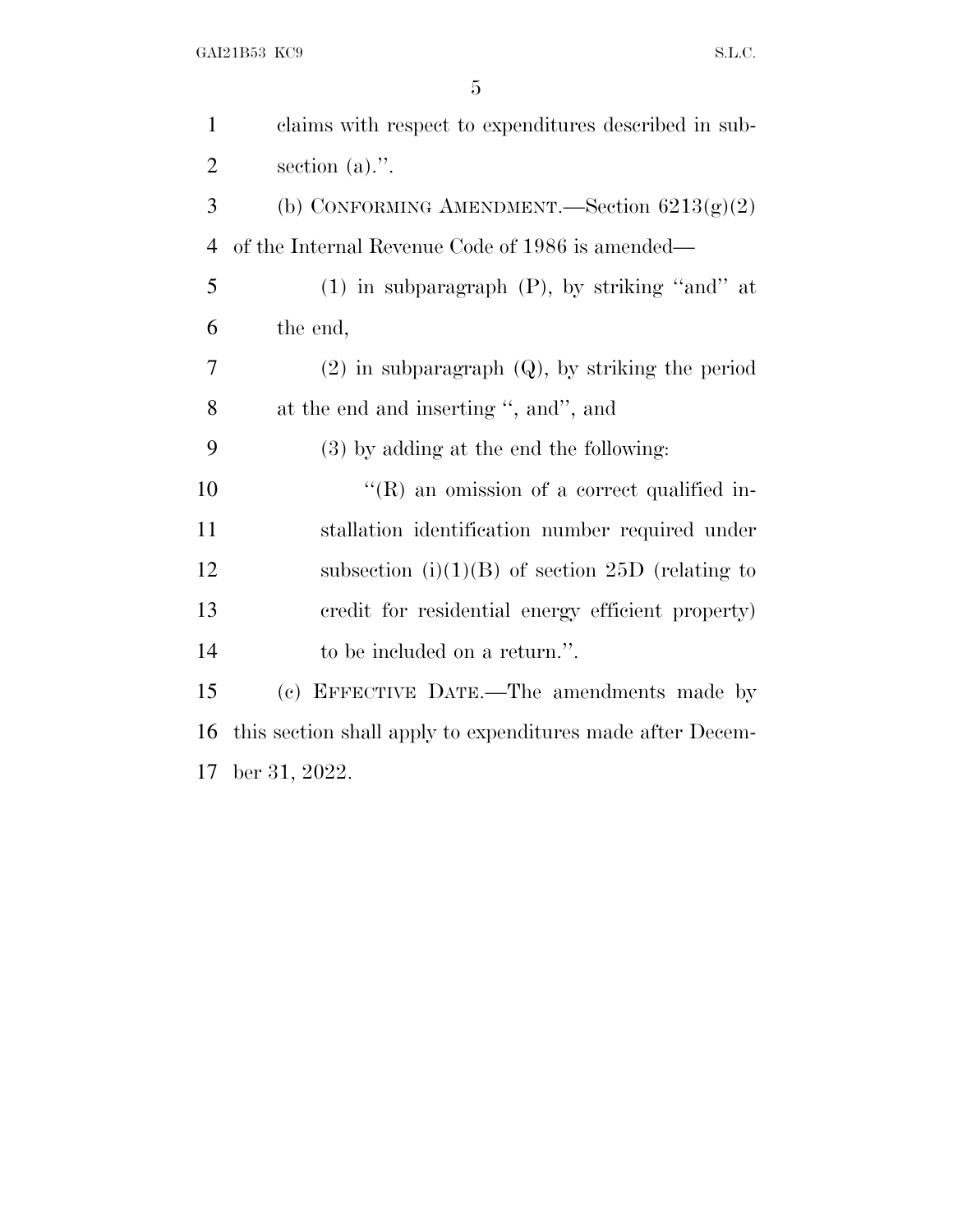claims with respect to expenditures described in subsection (a).''.

(b) CONFORMING AMENDMENT.—Section 6213(g)(2) of the Internal Revenue Code of 1986 is amended—

(1) in subparagraph (P), by striking ''and'' at the end,

(2) in subparagraph (Q), by striking the period at the end and inserting '', and'', and

(3) by adding at the end the following:

''(R) an omission of a correct qualified installation identification number required under subsection (i)(1)(B) of section 25D (relating to credit for residential energy efficient property) to be included on a return.''.

(c) EFFECTIVE DATE.—The amendments made by this section shall apply to expenditures made after December 31, 2022.